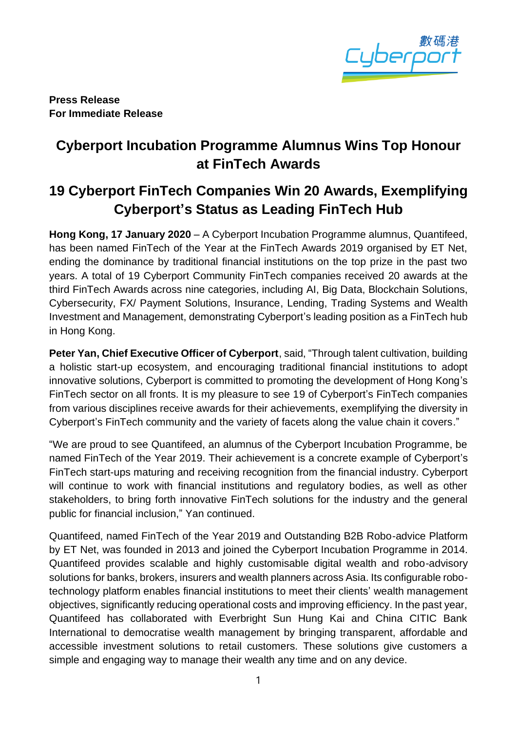**Press Release**
**For Immediate Release**

# Cyberport Incubation Programme Alumnus Wins Top Honour at FinTech Awards

# 19 Cyberport FinTech Companies Win 20 Awards, Exemplifying Cyberport's Status as Leading FinTech Hub

**Hong Kong, 17 January 2020** – A Cyberport Incubation Programme alumnus, Quantifeed, has been named FinTech of the Year at the FinTech Awards 2019 organised by ET Net, ending the dominance by traditional financial institutions on the top prize in the past two years. A total of 19 Cyberport Community FinTech companies received 20 awards at the third FinTech Awards across nine categories, including AI, Big Data, Blockchain Solutions, Cybersecurity, FX/ Payment Solutions, Insurance, Lending, Trading Systems and Wealth Investment and Management, demonstrating Cyberport's leading position as a FinTech hub in Hong Kong.

**Peter Yan, Chief Executive Officer of Cyberport**, said, "Through talent cultivation, building a holistic start-up ecosystem, and encouraging traditional financial institutions to adopt innovative solutions, Cyberport is committed to promoting the development of Hong Kong's FinTech sector on all fronts. It is my pleasure to see 19 of Cyberport's FinTech companies from various disciplines receive awards for their achievements, exemplifying the diversity in Cyberport's FinTech community and the variety of facets along the value chain it covers."

"We are proud to see Quantifeed, an alumnus of the Cyberport Incubation Programme, be named FinTech of the Year 2019. Their achievement is a concrete example of Cyberport's FinTech start-ups maturing and receiving recognition from the financial industry. Cyberport will continue to work with financial institutions and regulatory bodies, as well as other stakeholders, to bring forth innovative FinTech solutions for the industry and the general public for financial inclusion," Yan continued.

Quantifeed, named FinTech of the Year 2019 and Outstanding B2B Robo-advice Platform by ET Net, was founded in 2013 and joined the Cyberport Incubation Programme in 2014. Quantifeed provides scalable and highly customisable digital wealth and robo-advisory solutions for banks, brokers, insurers and wealth planners across Asia. Its configurable robo-technology platform enables financial institutions to meet their clients' wealth management objectives, significantly reducing operational costs and improving efficiency. In the past year, Quantifeed has collaborated with Everbright Sun Hung Kai and China CITIC Bank International to democratise wealth management by bringing transparent, affordable and accessible investment solutions to retail customers. These solutions give customers a simple and engaging way to manage their wealth any time and on any device.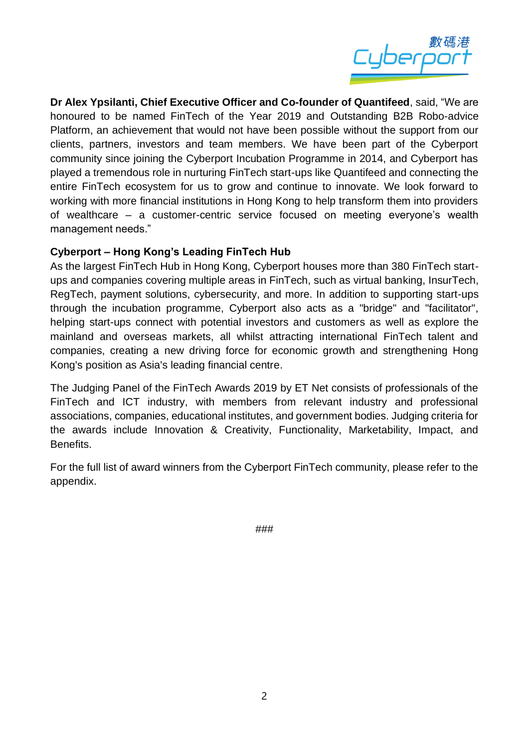**Dr Alex Ypsilanti, Chief Executive Officer and Co-founder of Quantifeed**, said, "We are honoured to be named FinTech of the Year 2019 and Outstanding B2B Robo-advice Platform, an achievement that would not have been possible without the support from our clients, partners, investors and team members. We have been part of the Cyberport community since joining the Cyberport Incubation Programme in 2014, and Cyberport has played a tremendous role in nurturing FinTech start-ups like Quantifeed and connecting the entire FinTech ecosystem for us to grow and continue to innovate. We look forward to working with more financial institutions in Hong Kong to help transform them into providers of wealthcare – a customer-centric service focused on meeting everyone's wealth management needs."

**Cyberport – Hong Kong's Leading FinTech Hub**

As the largest FinTech Hub in Hong Kong, Cyberport houses more than 380 FinTech start-ups and companies covering multiple areas in FinTech, such as virtual banking, InsurTech, RegTech, payment solutions, cybersecurity, and more. In addition to supporting start-ups through the incubation programme, Cyberport also acts as a "bridge" and "facilitator", helping start-ups connect with potential investors and customers as well as explore the mainland and overseas markets, all whilst attracting international FinTech talent and companies, creating a new driving force for economic growth and strengthening Hong Kong's position as Asia's leading financial centre.

The Judging Panel of the FinTech Awards 2019 by ET Net consists of professionals of the FinTech and ICT industry, with members from relevant industry and professional associations, companies, educational institutes, and government bodies. Judging criteria for the awards include Innovation & Creativity, Functionality, Marketability, Impact, and Benefits.

For the full list of award winners from the Cyberport FinTech community, please refer to the appendix.

###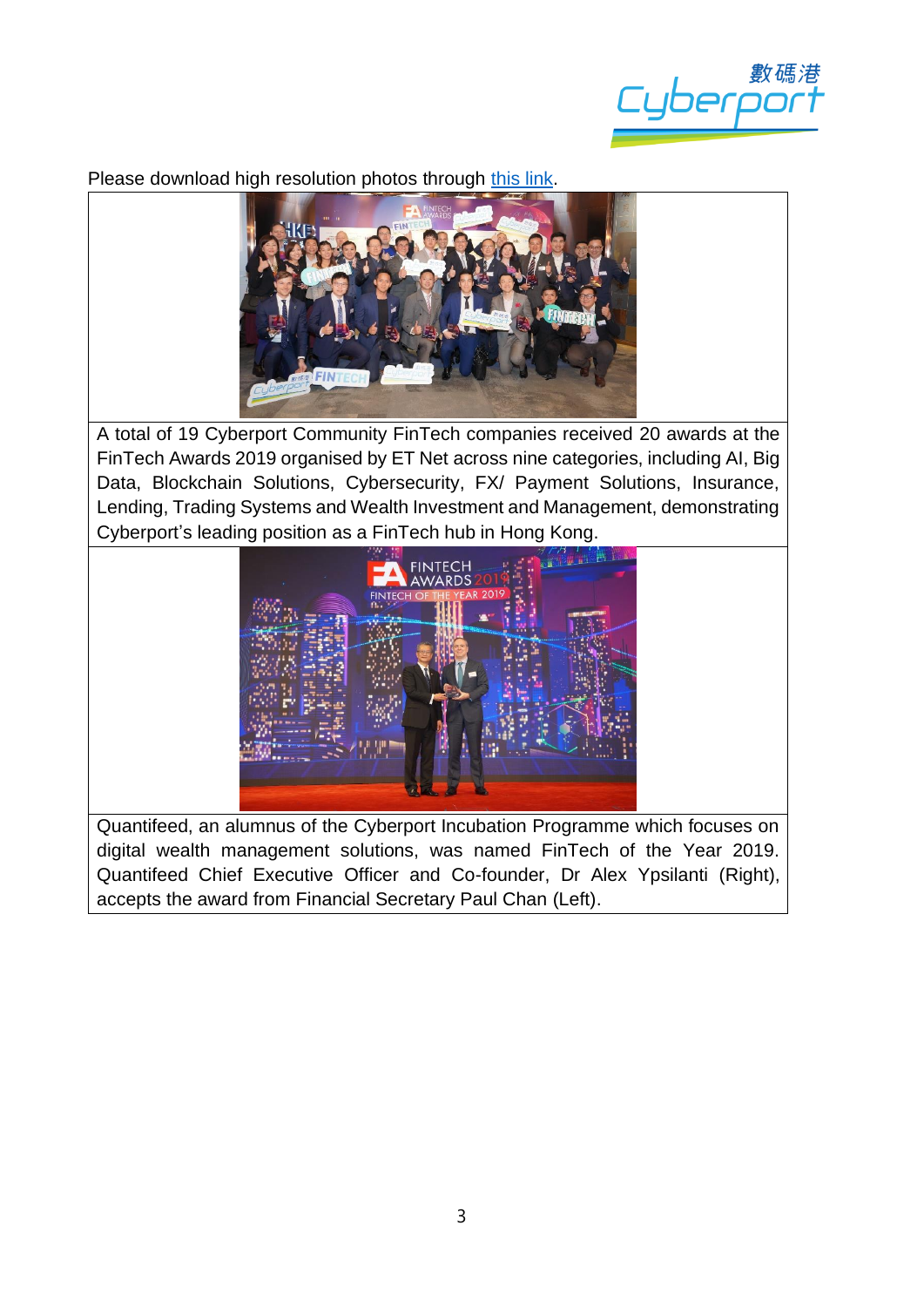Please download high resolution photos through [this link](this link).

| |
|---|
| |
| A total of 19 Cyberport Community FinTech companies received 20 awards at the FinTech Awards 2019 organised by ET Net across nine categories, including AI, Big Data, Blockchain Solutions, Cybersecurity, FX/ Payment Solutions, Insurance, Lending, Trading Systems and Wealth Investment and Management, demonstrating Cyberport's leading position as a FinTech hub in Hong Kong. |
| |
| Quantifeed, an alumnus of the Cyberport Incubation Programme which focuses on digital wealth management solutions, was named FinTech of the Year 2019. Quantifeed Chief Executive Officer and Co-founder, Dr Alex Ypsilanti (Right), accepts the award from Financial Secretary Paul Chan (Left). |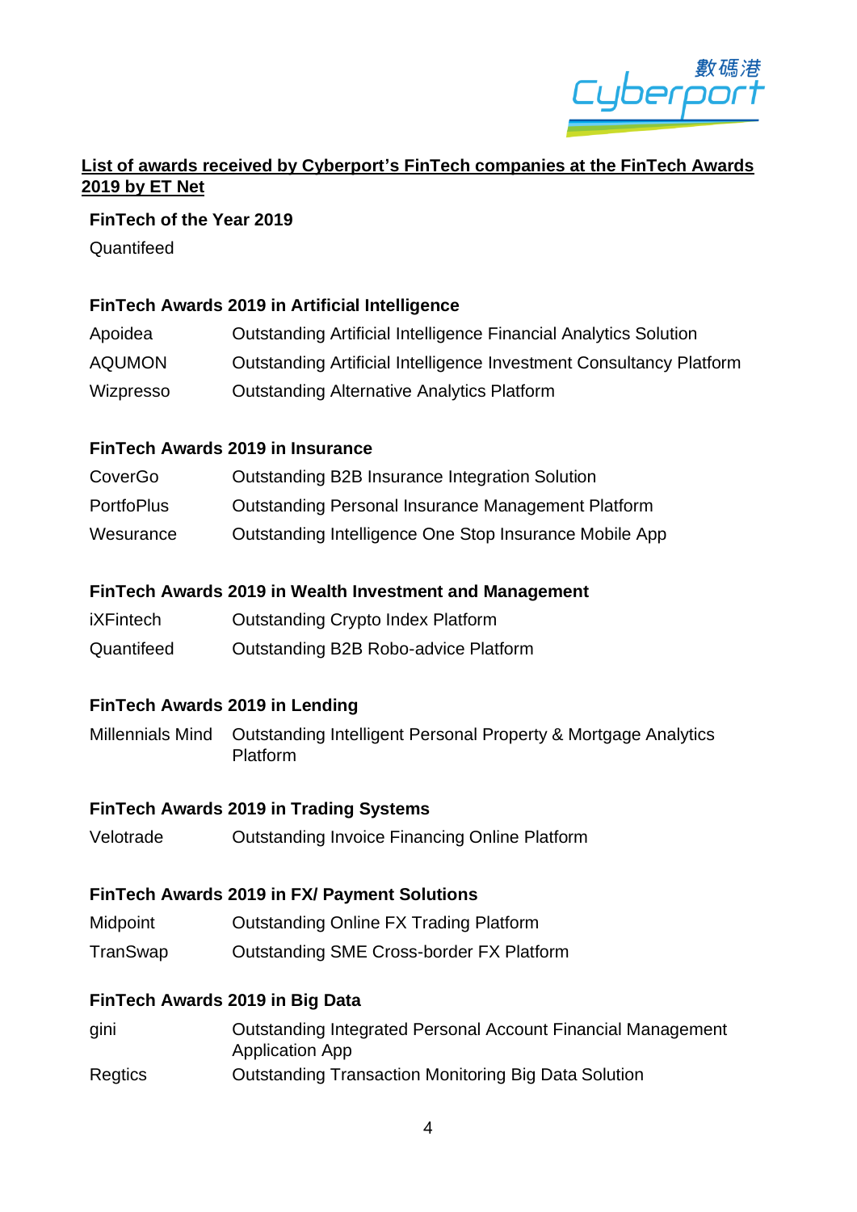**List of awards received by Cyberport's FinTech companies at the FinTech Awards 2019 by ET Net**

**FinTech of the Year 2019**

Quantifeed

**FinTech Awards 2019 in Artificial Intelligence**

| | |
|---|---|
| Apoidea | Outstanding Artificial Intelligence Financial Analytics Solution |
| AQUMON | Outstanding Artificial Intelligence Investment Consultancy Platform |
| Wizpresso | Outstanding Alternative Analytics Platform |

**FinTech Awards 2019 in Insurance**

| | |
|---|---|
| CoverGo | Outstanding B2B Insurance Integration Solution |
| PortfoPlus | Outstanding Personal Insurance Management Platform |
| Wesurance | Outstanding Intelligence One Stop Insurance Mobile App |

**FinTech Awards 2019 in Wealth Investment and Management**

| | |
|---|---|
| iXFintech | Outstanding Crypto Index Platform |
| Quantifeed | Outstanding B2B Robo-advice Platform |

**FinTech Awards 2019 in Lending**

| | |
|---|---|
| Millennials Mind | Outstanding Intelligent Personal Property & Mortgage Analytics Platform |

**FinTech Awards 2019 in Trading Systems**

| | |
|---|---|
| Velotrade | Outstanding Invoice Financing Online Platform |

**FinTech Awards 2019 in FX/ Payment Solutions**

| | |
|---|---|
| Midpoint | Outstanding Online FX Trading Platform |
| TranSwap | Outstanding SME Cross-border FX Platform |

**FinTech Awards 2019 in Big Data**

| | |
|---|---|
| gini | Outstanding Integrated Personal Account Financial Management Application App |
| Regtics | Outstanding Transaction Monitoring Big Data Solution |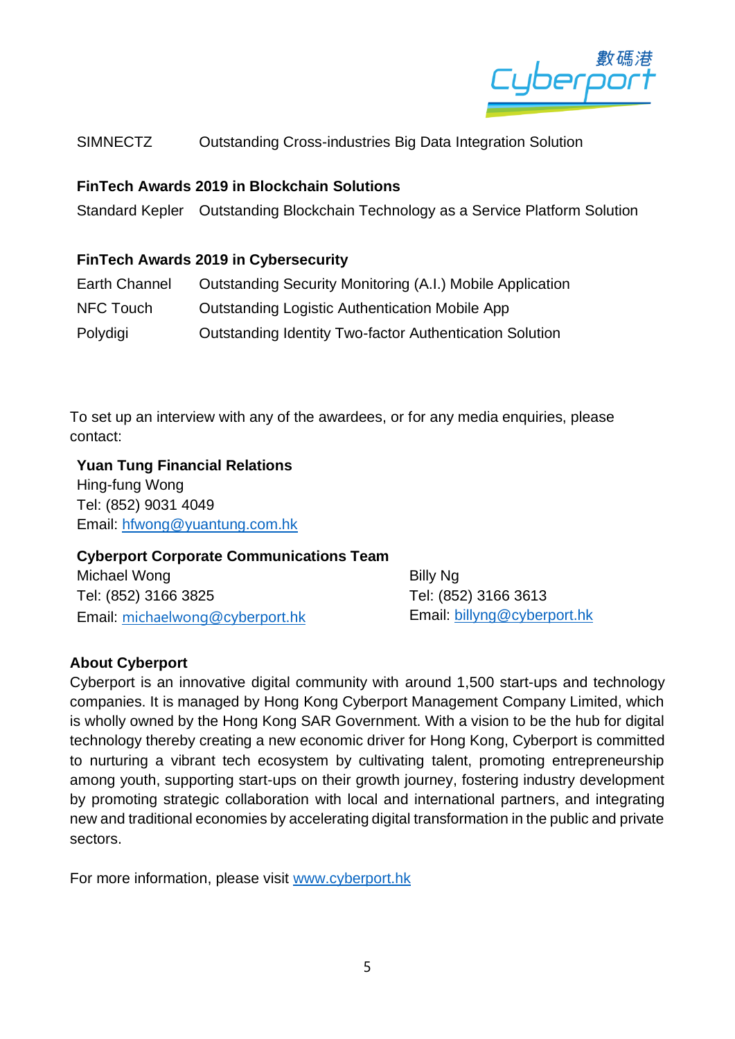| | |
|---|---|
| SIMNECTZ | Outstanding Cross-industries Big Data Integration Solution |

**FinTech Awards 2019 in Blockchain Solutions**

| | |
|---|---|
| Standard Kepler | Outstanding Blockchain Technology as a Service Platform Solution |

**FinTech Awards 2019 in Cybersecurity**

| | |
|---|---|
| Earth Channel | Outstanding Security Monitoring (A.I.) Mobile Application |
| NFC Touch | Outstanding Logistic Authentication Mobile App |
| Polydigi | Outstanding Identity Two-factor Authentication Solution |

To set up an interview with any of the awardees, or for any media enquiries, please contact:

**Yuan Tung Financial Relations**
Hing-fung Wong
Tel: (852) 9031 4049
Email: hfwong@yuantung.com.hk

**Cyberport Corporate Communications Team**

Michael Wong
Tel: (852) 3166 3825
Email: michaelwong@cyberport.hk

Billy Ng
Tel: (852) 3166 3613
Email: billyng@cyberport.hk

**About Cyberport**

Cyberport is an innovative digital community with around 1,500 start-ups and technology companies. It is managed by Hong Kong Cyberport Management Company Limited, which is wholly owned by the Hong Kong SAR Government. With a vision to be the hub for digital technology thereby creating a new economic driver for Hong Kong, Cyberport is committed to nurturing a vibrant tech ecosystem by cultivating talent, promoting entrepreneurship among youth, supporting start-ups on their growth journey, fostering industry development by promoting strategic collaboration with local and international partners, and integrating new and traditional economies by accelerating digital transformation in the public and private sectors.

For more information, please visit www.cyberport.hk